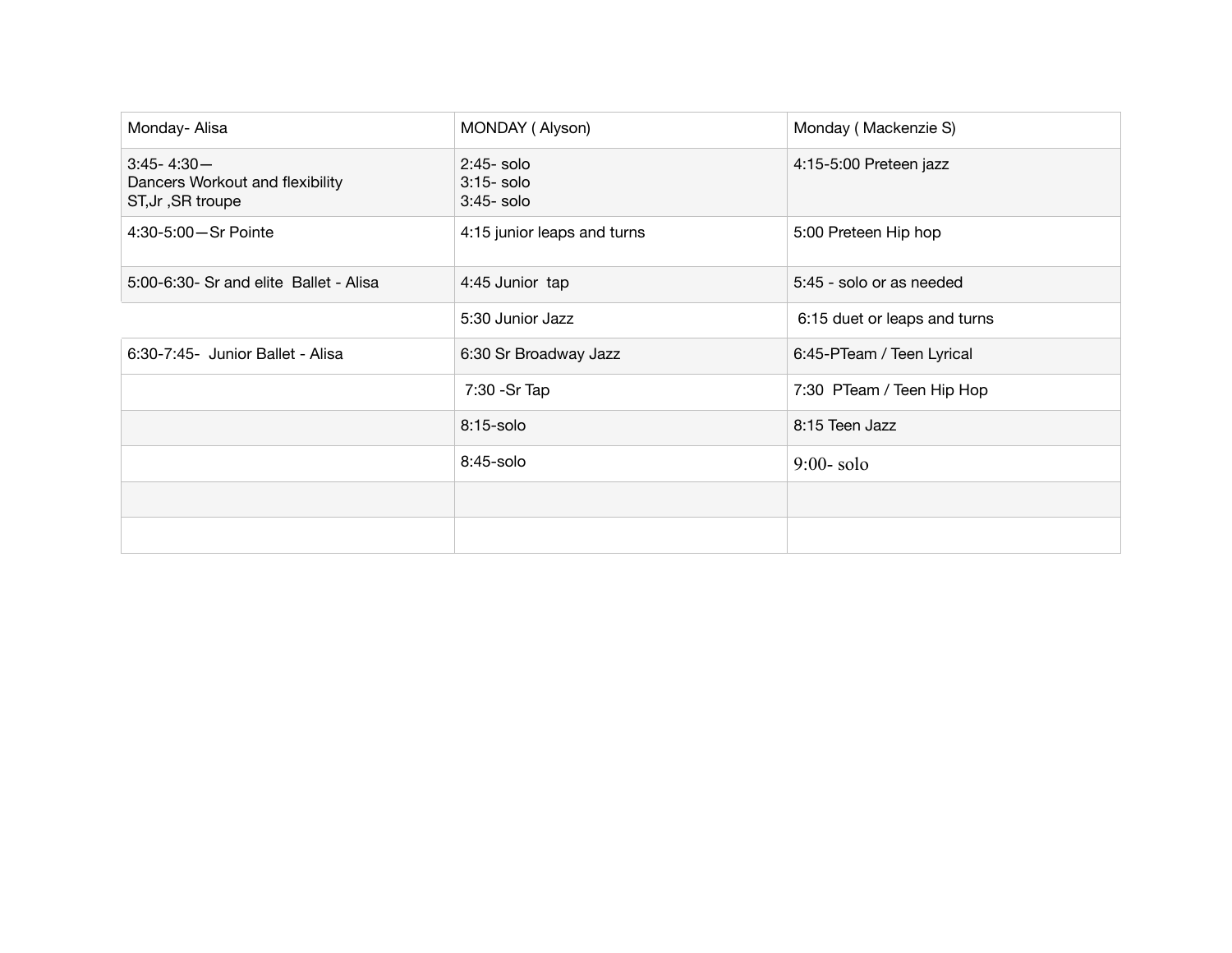| Monday- Alisa | MONDAY ( Alyson) | Monday ( Mackenzie S) |
|---|---|---|
| 3:45- 4:30— Dancers Workout and flexibility ST,Jr ,SR troupe | 2:45- solo 3:15- solo 3:45- solo | 4:15-5:00 Preteen jazz |
| 4:30-5:00—Sr Pointe | 4:15 junior leaps and turns | 5:00 Preteen Hip hop |
| 5:00-6:30- Sr and elite Ballet - Alisa | 4:45 Junior tap | 5:45 - solo or as needed |
| | 5:30 Junior Jazz | 6:15 duet or leaps and turns |
| 6:30-7:45- Junior Ballet - Alisa | 6:30 Sr Broadway Jazz | 6:45-PTeam / Teen Lyrical |
| | 7:30 -Sr Tap | 7:30 PTeam / Teen Hip Hop |
| | 8:15-solo | 8:15 Teen Jazz |
| | 8:45-solo | 9:00- solo |
| | | |
| | | |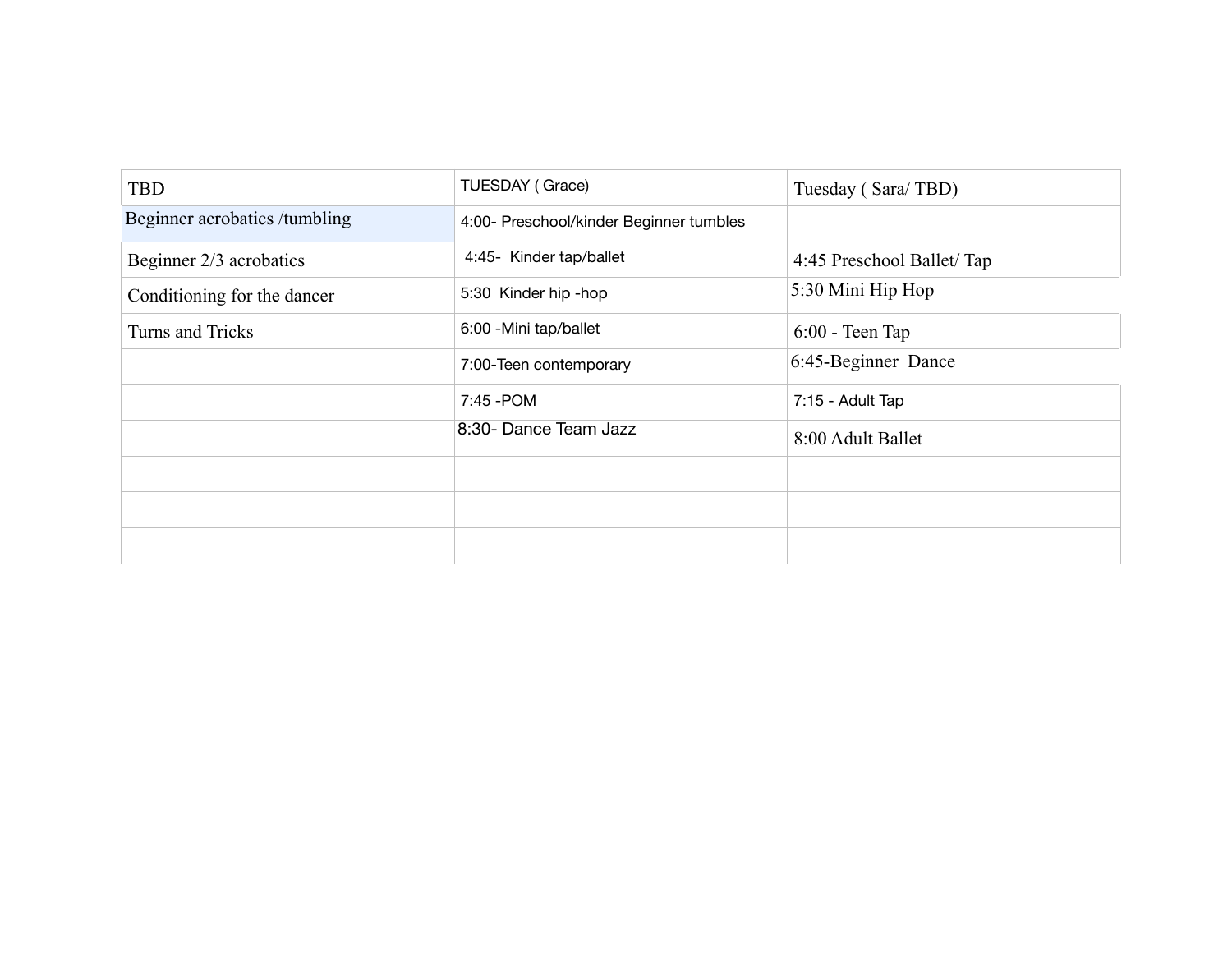| TBD | TUESDAY ( Grace) | Tuesday ( Sara/ TBD) |
|---|---|---|
| Beginner acrobatics /tumbling | 4:00- Preschool/kinder Beginner tumbles | |
| Beginner 2/3 acrobatics | 4:45- Kinder tap/ballet | 4:45 Preschool Ballet/ Tap |
| Conditioning for the dancer | 5:30 Kinder hip -hop | 5:30 Mini Hip Hop |
| Turns and Tricks | 6:00 -Mini tap/ballet | 6:00 - Teen Tap |
| | 7:00-Teen contemporary | 6:45-Beginner Dance |
| | 7:45 -POM | 7:15 - Adult Tap |
| | 8:30- Dance Team Jazz | 8:00 Adult Ballet |
| | | |
| | | |
| | | |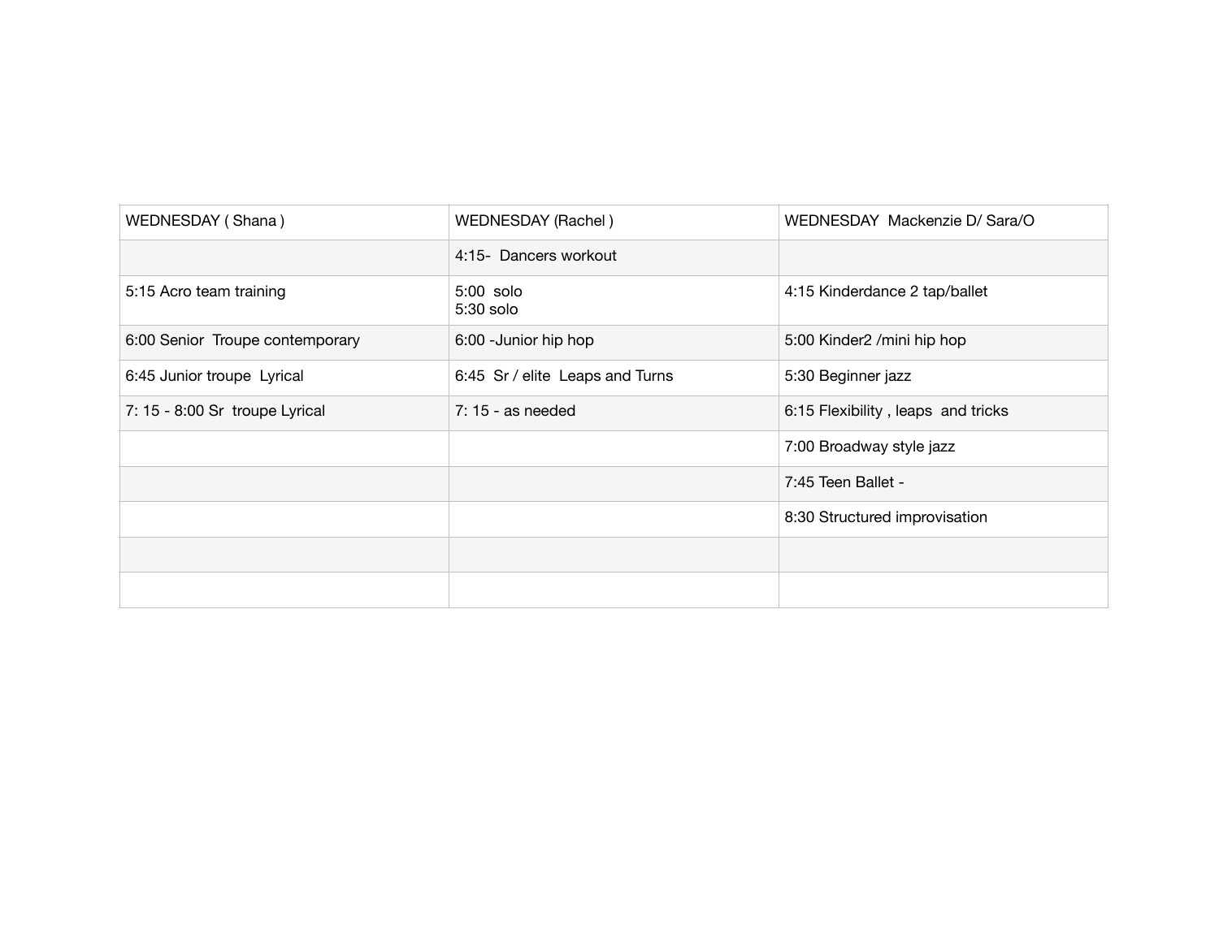| WEDNESDAY ( Shana ) | WEDNESDAY (Rachel ) | WEDNESDAY  Mackenzie D/ Sara/O |
|---|---|---|
| | 4:15-  Dancers workout | |
| 5:15 Acro team training | 5:00  solo<br>5:30 solo | 4:15 Kinderdance 2 tap/ballet |
| 6:00 Senior  Troupe contemporary | 6:00 -Junior hip hop | 5:00 Kinder2 /mini hip hop |
| 6:45 Junior troupe  Lyrical | 6:45  Sr / elite  Leaps and Turns | 5:30 Beginner jazz |
| 7: 15 - 8:00 Sr  troupe Lyrical | 7: 15 - as needed | 6:15 Flexibility , leaps  and tricks |
| | | 7:00 Broadway style jazz |
| | | 7:45 Teen Ballet - |
| | | 8:30 Structured improvisation |
| | | |
| | | |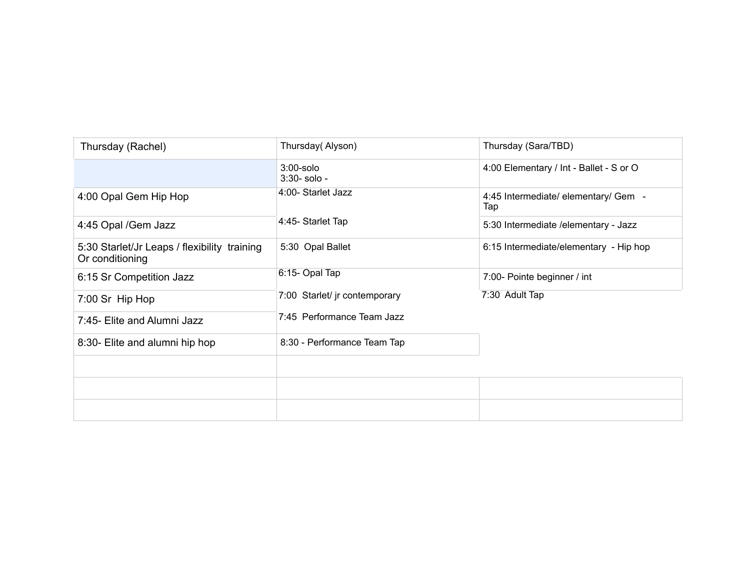| Thursday (Rachel) | Thursday( Alyson) | Thursday (Sara/TBD) |
|---|---|---|
| | 3:00-solo<br>3:30- solo - | 4:00 Elementary / Int - Ballet - S or O |
| 4:00 Opal Gem Hip Hop | 4:00- Starlet Jazz | 4:45 Intermediate/ elementary/ Gem - Tap |
| 4:45 Opal /Gem Jazz | 4:45- Starlet Tap | 5:30 Intermediate /elementary - Jazz |
| 5:30 Starlet/Jr Leaps / flexibility training Or conditioning | 5:30 Opal Ballet | 6:15 Intermediate/elementary - Hip hop |
| 6:15 Sr Competition Jazz | 6:15- Opal Tap | 7:00- Pointe beginner / int |
| 7:00 Sr Hip Hop | 7:00 Starlet/ jr contemporary | 7:30 Adult Tap |
| 7:45- Elite and Alumni Jazz | 7:45 Performance Team Jazz | |
| 8:30- Elite and alumni hip hop | 8:30 - Performance Team Tap | |
| | | |
| | | |
| | | |